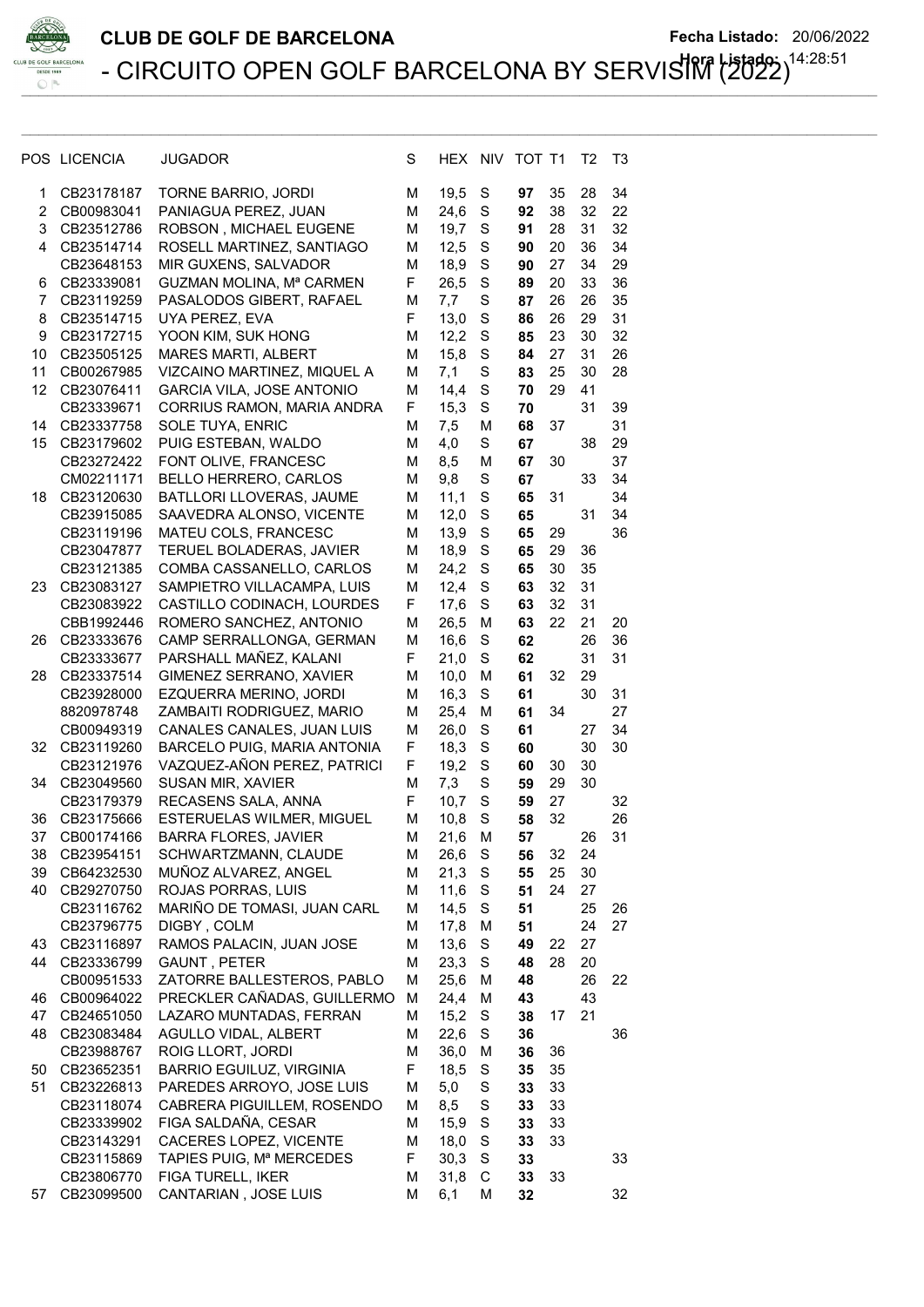# CLUB DE GOLF DE BARCELONA

## - CIRCUITO OPEN GOLF BARCELONA BY SERVISIM (2022)

**Fecha Listado:** 20/06/2022
**Hora Listado:** 14:28:51

| POS | LICENCIA | JUGADOR | S | HEX | NIV | TOT | T1 | T2 | T3 |
|---|---|---|---|---|---|---|---|---|---|
| 1 | CB23178187 | TORNE BARRIO, JORDI | M | 19,5 | S | **97** | 35 | 28 | 34 |
| 2 | CB00983041 | PANIAGUA PEREZ, JUAN | M | 24,6 | S | **92** | 38 | 32 | 22 |
| 3 | CB23512786 | ROBSON , MICHAEL EUGENE | M | 19,7 | S | **91** | 28 | 31 | 32 |
| 4 | CB23514714 | ROSELL MARTINEZ, SANTIAGO | M | 12,5 | S | **90** | 20 | 36 | 34 |
| | CB23648153 | MIR GUXENS, SALVADOR | M | 18,9 | S | **90** | 27 | 34 | 29 |
| 6 | CB23339081 | GUZMAN MOLINA, Mª CARMEN | F | 26,5 | S | **89** | 20 | 33 | 36 |
| 7 | CB23119259 | PASALODOS GIBERT, RAFAEL | M | 7,7 | S | **87** | 26 | 26 | 35 |
| 8 | CB23514715 | UYA PEREZ, EVA | F | 13,0 | S | **86** | 26 | 29 | 31 |
| 9 | CB23172715 | YOON KIM, SUK HONG | M | 12,2 | S | **85** | 23 | 30 | 32 |
| 10 | CB23505125 | MARES MARTI, ALBERT | M | 15,8 | S | **84** | 27 | 31 | 26 |
| 11 | CB00267985 | VIZCAINO MARTINEZ, MIQUEL A | M | 7,1 | S | **83** | 25 | 30 | 28 |
| 12 | CB23076411 | GARCIA VILA, JOSE ANTONIO | M | 14,4 | S | **70** | 29 | 41 | |
| | CB23339671 | CORRIUS RAMON, MARIA ANDRA | F | 15,3 | S | **70** | | 31 | 39 |
| 14 | CB23337758 | SOLE TUYA, ENRIC | M | 7,5 | M | **68** | 37 | | 31 |
| 15 | CB23179602 | PUIG ESTEBAN, WALDO | M | 4,0 | S | **67** | | 38 | 29 |
| | CB23272422 | FONT OLIVE, FRANCESC | M | 8,5 | M | **67** | 30 | | 37 |
| | CM02211171 | BELLO HERRERO, CARLOS | M | 9,8 | S | **67** | | 33 | 34 |
| 18 | CB23120630 | BATLLORI LLOVERAS, JAUME | M | 11,1 | S | **65** | 31 | | 34 |
| | CB23915085 | SAAVEDRA ALONSO, VICENTE | M | 12,0 | S | **65** | | 31 | 34 |
| | CB23119196 | MATEU COLS, FRANCESC | M | 13,9 | S | **65** | 29 | | 36 |
| | CB23047877 | TERUEL BOLADERAS, JAVIER | M | 18,9 | S | **65** | 29 | 36 | |
| | CB23121385 | COMBA CASSANELLO, CARLOS | M | 24,2 | S | **65** | 30 | 35 | |
| 23 | CB23083127 | SAMPIETRO VILLACAMPA, LUIS | M | 12,4 | S | **63** | 32 | 31 | |
| | CB23083922 | CASTILLO CODINACH, LOURDES | F | 17,6 | S | **63** | 32 | 31 | |
| | CBB1992446 | ROMERO SANCHEZ, ANTONIO | M | 26,5 | M | **63** | 22 | 21 | 20 |
| 26 | CB23333676 | CAMP SERRALLONGA, GERMAN | M | 16,6 | S | **62** | | 26 | 36 |
| | CB23333677 | PARSHALL MAÑEZ, KALANI | F | 21,0 | S | **62** | | 31 | 31 |
| 28 | CB23337514 | GIMENEZ SERRANO, XAVIER | M | 10,0 | M | **61** | 32 | 29 | |
| | CB23928000 | EZQUERRA MERINO, JORDI | M | 16,3 | S | **61** | | 30 | 31 |
| | 8820978748 | ZAMBAITI RODRIGUEZ, MARIO | M | 25,4 | M | **61** | 34 | | 27 |
| | CB00949319 | CANALES CANALES, JUAN LUIS | M | 26,0 | S | **61** | | 27 | 34 |
| 32 | CB23119260 | BARCELO PUIG, MARIA ANTONIA | F | 18,3 | S | **60** | | 30 | 30 |
| | CB23121976 | VAZQUEZ-AÑON PEREZ, PATRICI | F | 19,2 | S | **60** | 30 | 30 | |
| 34 | CB23049560 | SUSAN MIR, XAVIER | M | 7,3 | S | **59** | 29 | 30 | |
| | CB23179379 | RECASENS SALA, ANNA | F | 10,7 | S | **59** | 27 | | 32 |
| 36 | CB23175666 | ESTERUELAS WILMER, MIGUEL | M | 10,8 | S | **58** | 32 | | 26 |
| 37 | CB00174166 | BARRA FLORES, JAVIER | M | 21,6 | M | **57** | | 26 | 31 |
| 38 | CB23954151 | SCHWARTZMANN, CLAUDE | M | 26,6 | S | **56** | 32 | 24 | |
| 39 | CB64232530 | MUÑOZ ALVAREZ, ANGEL | M | 21,3 | S | **55** | 25 | 30 | |
| 40 | CB29270750 | ROJAS PORRAS, LUIS | M | 11,6 | S | **51** | 24 | 27 | |
| | CB23116762 | MARIÑO DE TOMASI, JUAN CARL | M | 14,5 | S | **51** | | 25 | 26 |
| | CB23796775 | DIGBY , COLM | M | 17,8 | M | **51** | | 24 | 27 |
| 43 | CB23116897 | RAMOS PALACIN, JUAN JOSE | M | 13,6 | S | **49** | 22 | 27 | |
| 44 | CB23336799 | GAUNT , PETER | M | 23,3 | S | **48** | 28 | 20 | |
| | CB00951533 | ZATORRE BALLESTEROS, PABLO | M | 25,6 | M | **48** | | 26 | 22 |
| 46 | CB00964022 | PRECKLER CAÑADAS, GUILLERMO | M | 24,4 | M | **43** | | 43 | |
| 47 | CB24651050 | LAZARO MUNTADAS, FERRAN | M | 15,2 | S | **38** | 17 | 21 | |
| 48 | CB23083484 | AGULLO VIDAL, ALBERT | M | 22,6 | S | **36** | | | 36 |
| | CB23988767 | ROIG LLORT, JORDI | M | 36,0 | M | **36** | 36 | | |
| 50 | CB23652351 | BARRIO EGUILUZ, VIRGINIA | F | 18,5 | S | **35** | 35 | | |
| 51 | CB23226813 | PAREDES ARROYO, JOSE LUIS | M | 5,0 | S | **33** | 33 | | |
| | CB23118074 | CABRERA PIGUILLEM, ROSENDO | M | 8,5 | S | **33** | 33 | | |
| | CB23339902 | FIGA SALDAÑA, CESAR | M | 15,9 | S | **33** | 33 | | |
| | CB23143291 | CACERES LOPEZ, VICENTE | M | 18,0 | S | **33** | 33 | | |
| | CB23115869 | TAPIES PUIG, Mª MERCEDES | F | 30,3 | S | **33** | | | 33 |
| | CB23806770 | FIGA TURELL, IKER | M | 31,8 | C | **33** | 33 | | |
| 57 | CB23099500 | CANTARIAN , JOSE LUIS | M | 6,1 | M | **32** | | | 32 |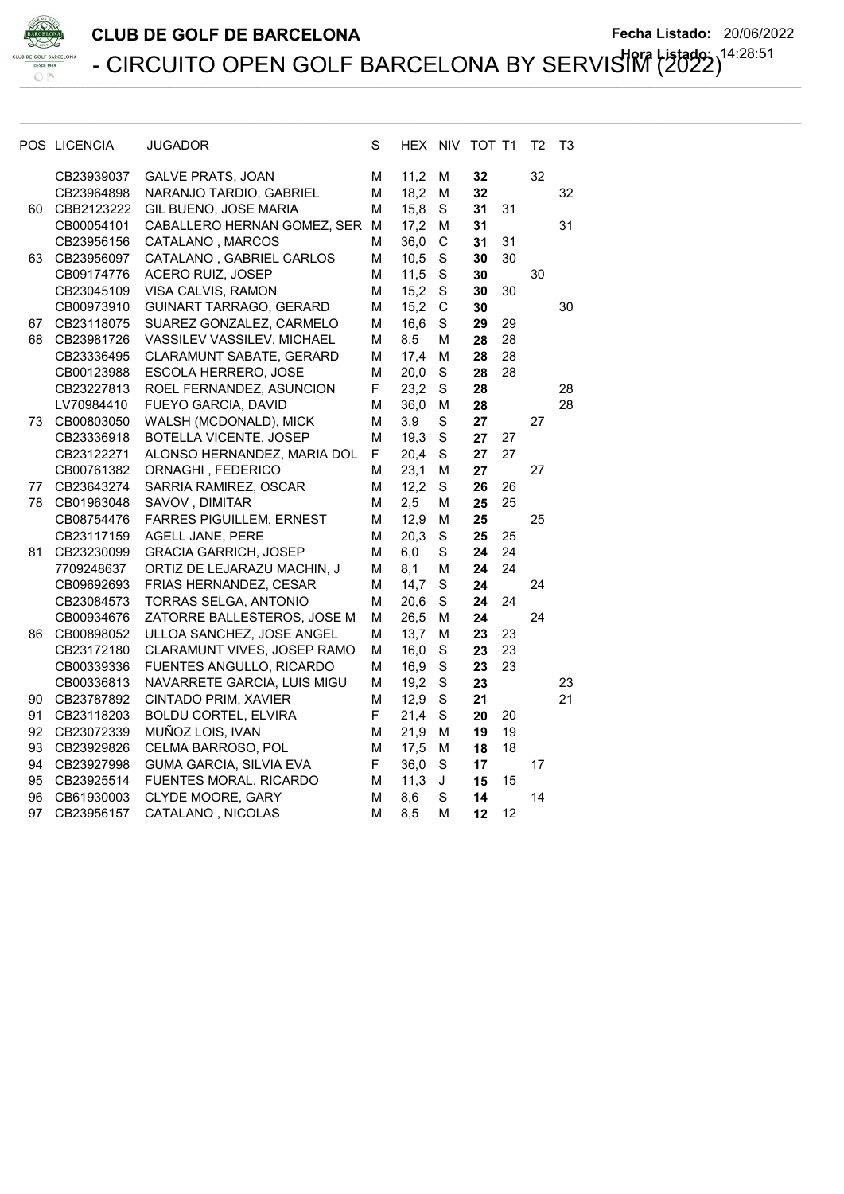# CLUB DE GOLF DE BARCELONA

Fecha Listado: 20/06/2022

## - CIRCUITO OPEN GOLF BARCELONA BY SERVISIM (2022)

Hora Listado: 14:28:51

| POS | LICENCIA | JUGADOR | S | HEX | NIV | TOT | T1 | T2 | T3 |
|---|---|---|---|---|---|---|---|---|---|
| | CB23939037 | GALVE PRATS, JOAN | M | 11,2 | M | **32** | | 32 | |
| | CB23964898 | NARANJO TARDIO, GABRIEL | M | 18,2 | M | **32** | | | 32 |
| 60 | CBB2123222 | GIL BUENO, JOSE MARIA | M | 15,8 | S | **31** | 31 | | |
| | CB00054101 | CABALLERO HERNAN GOMEZ, SER | M | 17,2 | M | **31** | | | 31 |
| | CB23956156 | CATALANO , MARCOS | M | 36,0 | C | **31** | 31 | | |
| 63 | CB23956097 | CATALANO , GABRIEL CARLOS | M | 10,5 | S | **30** | 30 | | |
| | CB09174776 | ACERO RUIZ, JOSEP | M | 11,5 | S | **30** | | 30 | |
| | CB23045109 | VISA CALVIS, RAMON | M | 15,2 | S | **30** | 30 | | |
| | CB00973910 | GUINART TARRAGO, GERARD | M | 15,2 | C | **30** | | | 30 |
| 67 | CB23118075 | SUAREZ GONZALEZ, CARMELO | M | 16,6 | S | **29** | 29 | | |
| 68 | CB23981726 | VASSILEV VASSILEV, MICHAEL | M | 8,5 | M | **28** | 28 | | |
| | CB23336495 | CLARAMUNT SABATE, GERARD | M | 17,4 | M | **28** | 28 | | |
| | CB00123988 | ESCOLA HERRERO, JOSE | M | 20,0 | S | **28** | 28 | | |
| | CB23227813 | ROEL FERNANDEZ, ASUNCION | F | 23,2 | S | **28** | | | 28 |
| | LV70984410 | FUEYO GARCIA, DAVID | M | 36,0 | M | **28** | | | 28 |
| 73 | CB00803050 | WALSH (MCDONALD), MICK | M | 3,9 | S | **27** | | 27 | |
| | CB23336918 | BOTELLA VICENTE, JOSEP | M | 19,3 | S | **27** | 27 | | |
| | CB23122271 | ALONSO HERNANDEZ, MARIA DOL | F | 20,4 | S | **27** | 27 | | |
| | CB00761382 | ORNAGHI , FEDERICO | M | 23,1 | M | **27** | | 27 | |
| 77 | CB23643274 | SARRIA RAMIREZ, OSCAR | M | 12,2 | S | **26** | 26 | | |
| 78 | CB01963048 | SAVOV , DIMITAR | M | 2,5 | M | **25** | 25 | | |
| | CB08754476 | FARRES PIGUILLEM, ERNEST | M | 12,9 | M | **25** | | 25 | |
| | CB23117159 | AGELL JANE, PERE | M | 20,3 | S | **25** | 25 | | |
| 81 | CB23230099 | GRACIA GARRICH, JOSEP | M | 6,0 | S | **24** | 24 | | |
| | 7709248637 | ORTIZ DE LEJARAZU MACHIN, J | M | 8,1 | M | **24** | 24 | | |
| | CB09692693 | FRIAS HERNANDEZ, CESAR | M | 14,7 | S | **24** | | 24 | |
| | CB23084573 | TORRAS SELGA, ANTONIO | M | 20,6 | S | **24** | 24 | | |
| | CB00934676 | ZATORRE BALLESTEROS, JOSE M | M | 26,5 | M | **24** | | 24 | |
| 86 | CB00898052 | ULLOA SANCHEZ, JOSE ANGEL | M | 13,7 | M | **23** | 23 | | |
| | CB23172180 | CLARAMUNT VIVES, JOSEP RAMO | M | 16,0 | S | **23** | 23 | | |
| | CB00339336 | FUENTES ANGULLO, RICARDO | M | 16,9 | S | **23** | 23 | | |
| | CB00336813 | NAVARRETE GARCIA, LUIS MIGU | M | 19,2 | S | **23** | | | 23 |
| 90 | CB23787892 | CINTADO PRIM, XAVIER | M | 12,9 | S | **21** | | | 21 |
| 91 | CB23118203 | BOLDU CORTEL, ELVIRA | F | 21,4 | S | **20** | 20 | | |
| 92 | CB23072339 | MUÑOZ LOIS, IVAN | M | 21,9 | M | **19** | 19 | | |
| 93 | CB23929826 | CELMA BARROSO, POL | M | 17,5 | M | **18** | 18 | | |
| 94 | CB23927998 | GUMA GARCIA, SILVIA EVA | F | 36,0 | S | **17** | | 17 | |
| 95 | CB23925514 | FUENTES MORAL, RICARDO | M | 11,3 | J | **15** | 15 | | |
| 96 | CB61930003 | CLYDE MOORE, GARY | M | 8,6 | S | **14** | | 14 | |
| 97 | CB23956157 | CATALANO , NICOLAS | M | 8,5 | M | **12** | 12 | | |